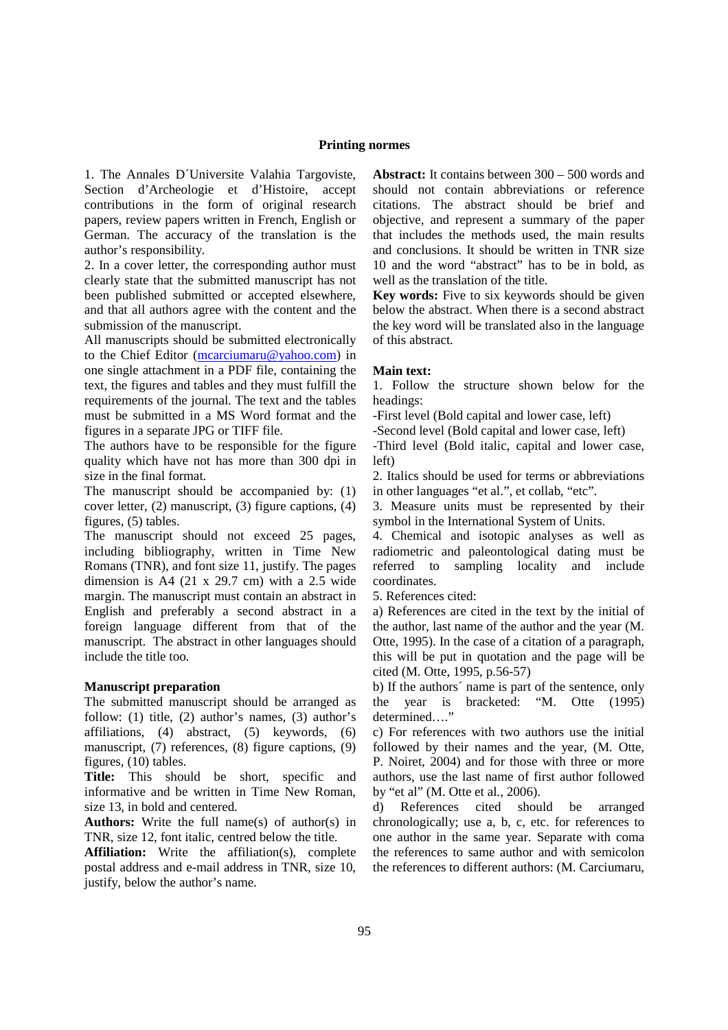# Printing normes

1. The Annales D´Universite Valahia Targoviste, Section d'Archeologie et d'Histoire, accept contributions in the form of original research papers, review papers written in French, English or German. The accuracy of the translation is the author's responsibility.

2. In a cover letter, the corresponding author must clearly state that the submitted manuscript has not been published submitted or accepted elsewhere, and that all authors agree with the content and the submission of the manuscript.

All manuscripts should be submitted electronically to the Chief Editor (mcarciumaru@yahoo.com) in one single attachment in a PDF file, containing the text, the figures and tables and they must fulfill the requirements of the journal. The text and the tables must be submitted in a MS Word format and the figures in a separate JPG or TIFF file.

The authors have to be responsible for the figure quality which have not has more than 300 dpi in size in the final format.

The manuscript should be accompanied by: (1) cover letter, (2) manuscript, (3) figure captions, (4) figures, (5) tables.

The manuscript should not exceed 25 pages, including bibliography, written in Time New Romans (TNR), and font size 11, justify. The pages dimension is A4 (21 x 29.7 cm) with a 2.5 wide margin. The manuscript must contain an abstract in English and preferably a second abstract in a foreign language different from that of the manuscript. The abstract in other languages should include the title too.

## Manuscript preparation

The submitted manuscript should be arranged as follow: (1) title, (2) author's names, (3) author's affiliations, (4) abstract, (5) keywords, (6) manuscript, (7) references, (8) figure captions, (9) figures, (10) tables.

**Title:** This should be short, specific and informative and be written in Time New Roman, size 13, in bold and centered.

**Authors:** Write the full name(s) of author(s) in TNR, size 12, font italic, centred below the title.

**Affiliation:** Write the affiliation(s), complete postal address and e-mail address in TNR, size 10, justify, below the author's name.

**Abstract:** It contains between 300 – 500 words and should not contain abbreviations or reference citations. The abstract should be brief and objective, and represent a summary of the paper that includes the methods used, the main results and conclusions. It should be written in TNR size 10 and the word "abstract" has to be in bold, as well as the translation of the title.

**Key words:** Five to six keywords should be given below the abstract. When there is a second abstract the key word will be translated also in the language of this abstract.

## Main text:

1. Follow the structure shown below for the headings:

-First level (Bold capital and lower case, left)

-Second level (Bold capital and lower case, left)

-Third level (Bold italic, capital and lower case, left)

2. Italics should be used for terms or abbreviations in other languages "et al.", et collab, "etc".

3. Measure units must be represented by their symbol in the International System of Units.

4. Chemical and isotopic analyses as well as radiometric and paleontological dating must be referred to sampling locality and include coordinates.

5. References cited:

a) References are cited in the text by the initial of the author, last name of the author and the year (M. Otte, 1995). In the case of a citation of a paragraph, this will be put in quotation and the page will be cited (M. Otte, 1995, p.56-57)

b) If the authors´ name is part of the sentence, only the year is bracketed: "M. Otte (1995) determined…."

c) For references with two authors use the initial followed by their names and the year, (M. Otte, P. Noiret, 2004) and for those with three or more authors, use the last name of first author followed by "et al" (M. Otte et al., 2006).

d) References cited should be arranged chronologically; use a, b, c, etc. for references to one author in the same year. Separate with coma the references to same author and with semicolon the references to different authors: (M. Carciumaru,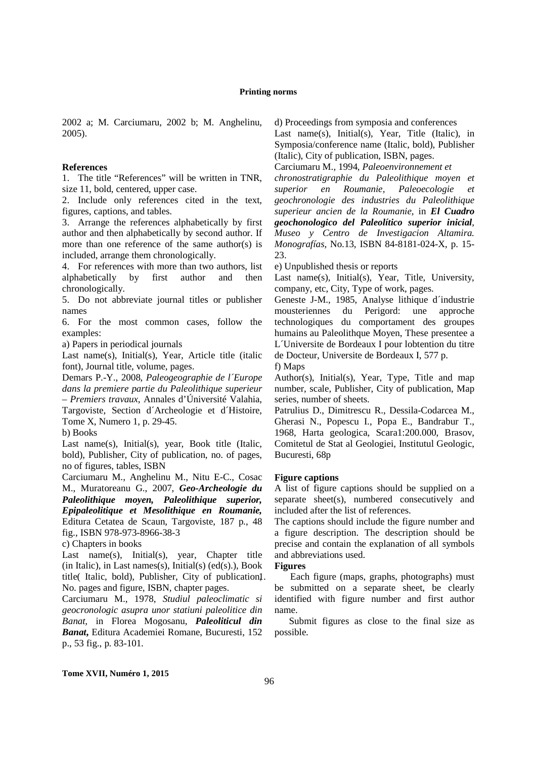2002 a; M. Carciumaru, 2002 b; M. Anghelinu, 2005).

**References**

1. The title "References" will be written in TNR, size 11, bold, centered, upper case.
2. Include only references cited in the text, figures, captions, and tables.
3. Arrange the references alphabetically by first author and then alphabetically by second author. If more than one reference of the same author(s) is included, arrange them chronologically.
4. For references with more than two authors, list alphabetically by first author and then chronologically.
5. Do not abbreviate journal titles or publisher names
6. For the most common cases, follow the examples:

a) Papers in periodical journals

Last name(s), Initial(s), Year, Article title (italic font), Journal title, volume, pages.

Demars P.-Y., 2008, *Paleogeographie de l´Europe dans la premiere partie du Paleolithique superieur – Premiers travaux*, Annales d'Úniversité Valahia, Targoviste, Section d´Archeologie et d´Histoire, Tome X, Numero 1, p. 29-45.

b) Books

Last name(s), Initial(s), year, Book title (Italic, bold), Publisher, City of publication, no. of pages, no of figures, tables, ISBN

Carciumaru M., Anghelinu M., Nitu E-C., Cosac M., Muratoreanu G., 2007, ***Geo-Archeologie du Paleolithique moyen, Paleolithique superior, Epipaleolitique et Mesolithique en Roumanie,*** Editura Cetatea de Scaun, Targoviste, 187 p., 48 fig., ISBN 978-973-8966-38-3

c) Chapters in books

Last name(s), Initial(s), year, Chapter title (in Italic), in Last names(s), Initial(s) (ed(s).), Book title( Italic, bold), Publisher, City of publication1. No. pages and figure, ISBN, chapter pages.

Carciumaru M., 1978, *Studiul paleoclimatic si geocronologic asupra unor statiuni paleolitice din Banat,* in Florea Mogosanu, ***Paleoliticul din Banat,*** Editura Academiei Romane, Bucuresti, 152 p., 53 fig., p. 83-101.

d) Proceedings from symposia and conferences

Last name(s), Initial(s), Year, Title (Italic), in Symposia/conference name (Italic, bold), Publisher (Italic), City of publication, ISBN, pages.

Carciumaru M., 1994, *Paleoenvironnement et chronostratigraphie du Paleolithique moyen et superior en Roumanie, Paleoecologie et geochronologie des industries du Paleolithique superieur ancien de la Roumanie,* in ***El Cuadro geochonologico del Paleolítico superior inicial***, *Museo y Centro de Investigacion Altamira. Monografías,* No.13, ISBN 84-8181-024-X, p. 15-23.

e) Unpublished thesis or reports

Last name(s), Initial(s), Year, Title, University, company, etc, City, Type of work, pages.

Geneste J-M., 1985, Analyse lithique d´industrie mousteriennes du Perigord: une approche technologiques du comportament des groupes humains au Paleolithque Moyen, These presentee a L´Universite de Bordeaux I pour lobtention du titre de Docteur, Universite de Bordeaux I, 577 p.

f) Maps

Author(s), Initial(s), Year, Type, Title and map number, scale, Publisher, City of publication, Map series, number of sheets.

Patrulius D., Dimitrescu R., Dessila-Codarcea M., Gherasi N., Popescu I., Popa E., Bandrabur T., 1968, Harta geologica, Scara1:200.000, Brasov, Comitetul de Stat al Geologiei, Institutul Geologic, Bucuresti, 68p

**Figure captions**

A list of figure captions should be supplied on a separate sheet(s), numbered consecutively and included after the list of references.

The captions should include the figure number and a figure description. The description should be precise and contain the explanation of all symbols and abbreviations used.

**Figures**

Each figure (maps, graphs, photographs) must be submitted on a separate sheet, be clearly identified with figure number and first author name.

Submit figures as close to the final size as possible.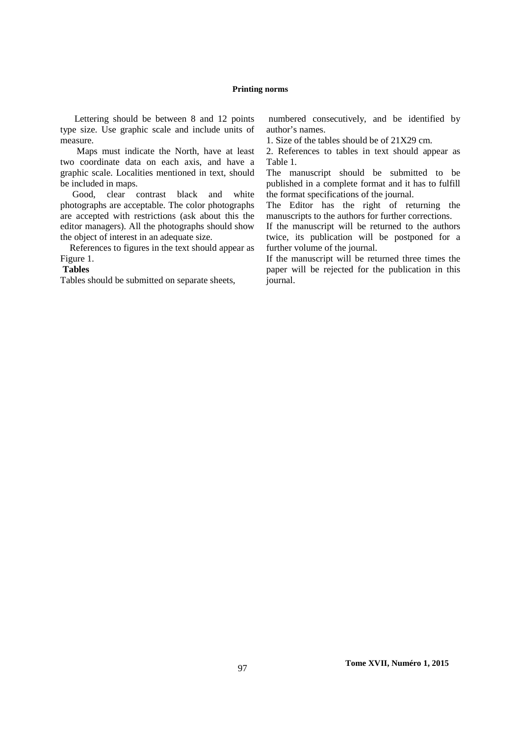Lettering should be between 8 and 12 points type size. Use graphic scale and include units of measure.

Maps must indicate the North, have at least two coordinate data on each axis, and have a graphic scale. Localities mentioned in text, should be included in maps.

Good, clear contrast black and white photographs are acceptable. The color photographs are accepted with restrictions (ask about this the editor managers). All the photographs should show the object of interest in an adequate size.

References to figures in the text should appear as Figure 1.

**Tables**

Tables should be submitted on separate sheets, numbered consecutively, and be identified by author's names.

1. Size of the tables should be of 21X29 cm.
2. References to tables in text should appear as Table 1.

The manuscript should be submitted to be published in a complete format and it has to fulfill the format specifications of the journal.

The Editor has the right of returning the manuscripts to the authors for further corrections.

If the manuscript will be returned to the authors twice, its publication will be postponed for a further volume of the journal.

If the manuscript will be returned three times the paper will be rejected for the publication in this journal.